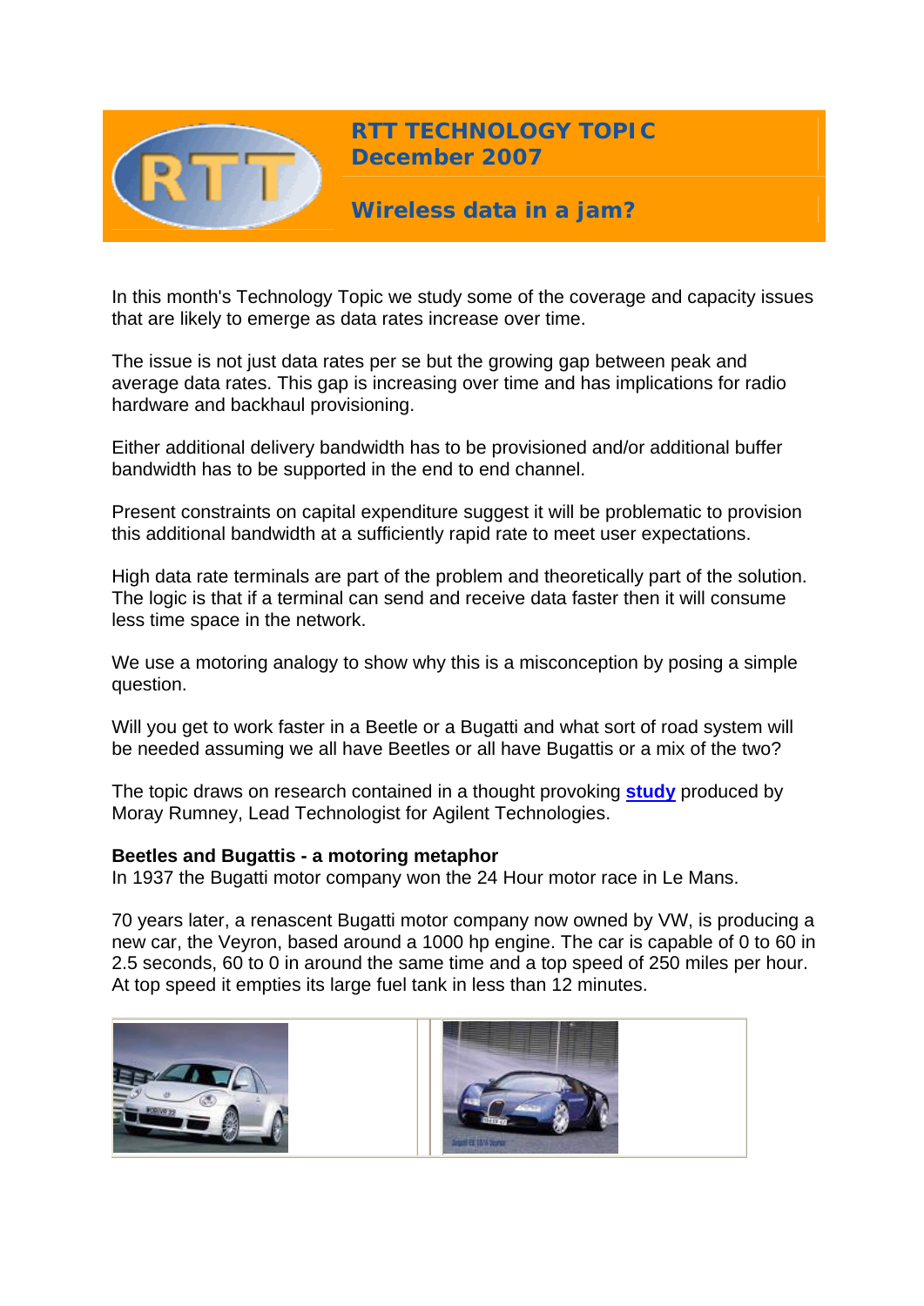# RTT TECHNOLOGY TOPIC
## December 2007

## Wireless data in a jam?

In this month's Technology Topic we study some of the coverage and capacity issues that are likely to emerge as data rates increase over time.

The issue is not just data rates per se but the growing gap between peak and average data rates. This gap is increasing over time and has implications for radio hardware and backhaul provisioning.

Either additional delivery bandwidth has to be provisioned and/or additional buffer bandwidth has to be supported in the end to end channel.

Present constraints on capital expenditure suggest it will be problematic to provision this additional bandwidth at a sufficiently rapid rate to meet user expectations.

High data rate terminals are part of the problem and theoretically part of the solution. The logic is that if a terminal can send and receive data faster then it will consume less time space in the network.

We use a motoring analogy to show why this is a misconception by posing a simple question.

Will you get to work faster in a Beetle or a Bugatti and what sort of road system will be needed assuming we all have Beetles or all have Bugattis or a mix of the two?

The topic draws on research contained in a thought provoking **study** produced by Moray Rumney, Lead Technologist for Agilent Technologies.

**Beetles and Bugattis - a motoring metaphor**

In 1937 the Bugatti motor company won the 24 Hour motor race in Le Mans.

70 years later, a renascent Bugatti motor company now owned by VW, is producing a new car, the Veyron, based around a 1000 hp engine. The car is capable of 0 to 60 in 2.5 seconds, 60 to 0 in around the same time and a top speed of 250 miles per hour. At top speed it empties its large fuel tank in less than 12 minutes.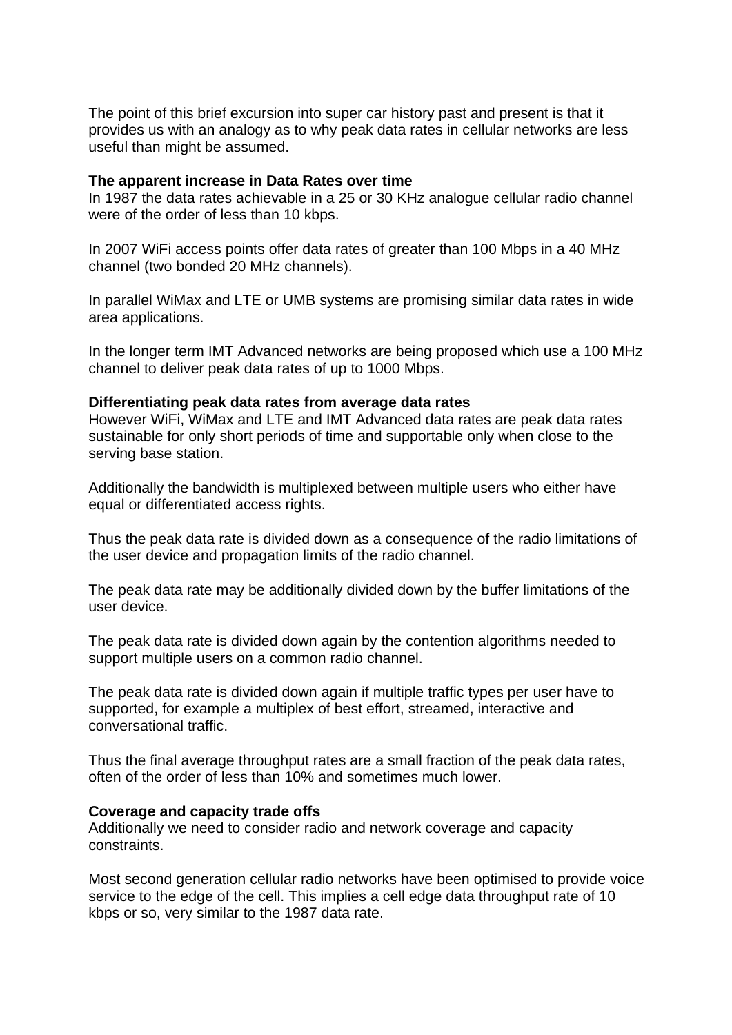The point of this brief excursion into super car history past and present is that it provides us with an analogy as to why peak data rates in cellular networks are less useful than might be assumed.

**The apparent increase in Data Rates over time**

In 1987 the data rates achievable in a 25 or 30 KHz analogue cellular radio channel were of the order of less than 10 kbps.

In 2007 WiFi access points offer data rates of greater than 100 Mbps in a 40 MHz channel (two bonded 20 MHz channels).

In parallel WiMax and LTE or UMB systems are promising similar data rates in wide area applications.

In the longer term IMT Advanced networks are being proposed which use a 100 MHz channel to deliver peak data rates of up to 1000 Mbps.

**Differentiating peak data rates from average data rates**

However WiFi, WiMax and LTE and IMT Advanced data rates are peak data rates sustainable for only short periods of time and supportable only when close to the serving base station.

Additionally the bandwidth is multiplexed between multiple users who either have equal or differentiated access rights.

Thus the peak data rate is divided down as a consequence of the radio limitations of the user device and propagation limits of the radio channel.

The peak data rate may be additionally divided down by the buffer limitations of the user device.

The peak data rate is divided down again by the contention algorithms needed to support multiple users on a common radio channel.

The peak data rate is divided down again if multiple traffic types per user have to supported, for example a multiplex of best effort, streamed, interactive and conversational traffic.

Thus the final average throughput rates are a small fraction of the peak data rates, often of the order of less than 10% and sometimes much lower.

**Coverage and capacity trade offs**

Additionally we need to consider radio and network coverage and capacity constraints.

Most second generation cellular radio networks have been optimised to provide voice service to the edge of the cell. This implies a cell edge data throughput rate of 10 kbps or so, very similar to the 1987 data rate.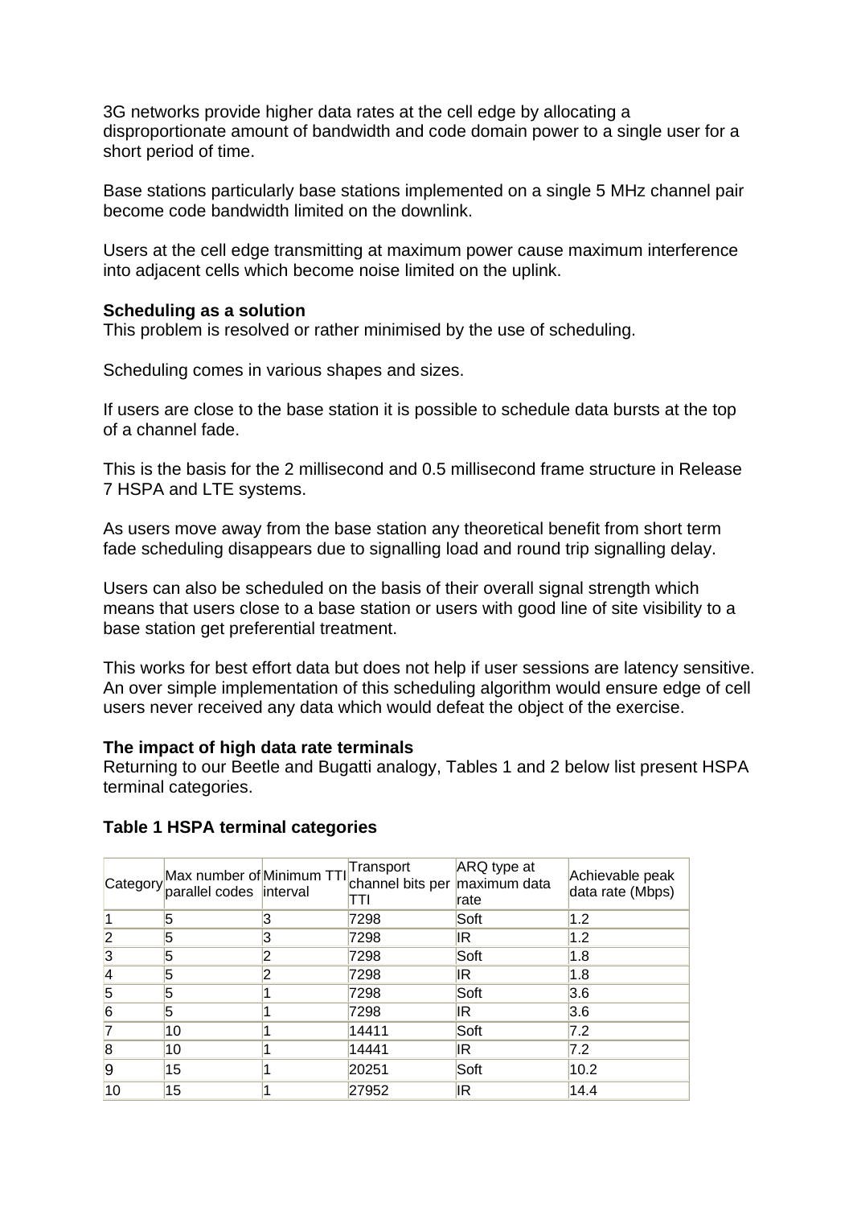3G networks provide higher data rates at the cell edge by allocating a disproportionate amount of bandwidth and code domain power to a single user for a short period of time.

Base stations particularly base stations implemented on a single 5 MHz channel pair become code bandwidth limited on the downlink.

Users at the cell edge transmitting at maximum power cause maximum interference into adjacent cells which become noise limited on the uplink.

**Scheduling as a solution**
This problem is resolved or rather minimised by the use of scheduling.

Scheduling comes in various shapes and sizes.

If users are close to the base station it is possible to schedule data bursts at the top of a channel fade.

This is the basis for the 2 millisecond and 0.5 millisecond frame structure in Release 7 HSPA and LTE systems.

As users move away from the base station any theoretical benefit from short term fade scheduling disappears due to signalling load and round trip signalling delay.

Users can also be scheduled on the basis of their overall signal strength which means that users close to a base station or users with good line of site visibility to a base station get preferential treatment.

This works for best effort data but does not help if user sessions are latency sensitive. An over simple implementation of this scheduling algorithm would ensure edge of cell users never received any data which would defeat the object of the exercise.

**The impact of high data rate terminals**
Returning to our Beetle and Bugatti analogy, Tables 1 and 2 below list present HSPA terminal categories.

**Table 1 HSPA terminal categories**

| Category | Max number of parallel codes | Minimum TTI interval | Transport channel bits per TTI | ARQ type at maximum data rate | Achievable peak data rate (Mbps) |
|---|---|---|---|---|---|
| 1 | 5 | 3 | 7298 | Soft | 1.2 |
| 2 | 5 | 3 | 7298 | IR | 1.2 |
| 3 | 5 | 2 | 7298 | Soft | 1.8 |
| 4 | 5 | 2 | 7298 | IR | 1.8 |
| 5 | 5 | 1 | 7298 | Soft | 3.6 |
| 6 | 5 | 1 | 7298 | IR | 3.6 |
| 7 | 10 | 1 | 14411 | Soft | 7.2 |
| 8 | 10 | 1 | 14441 | IR | 7.2 |
| 9 | 15 | 1 | 20251 | Soft | 10.2 |
| 10 | 15 | 1 | 27952 | IR | 14.4 |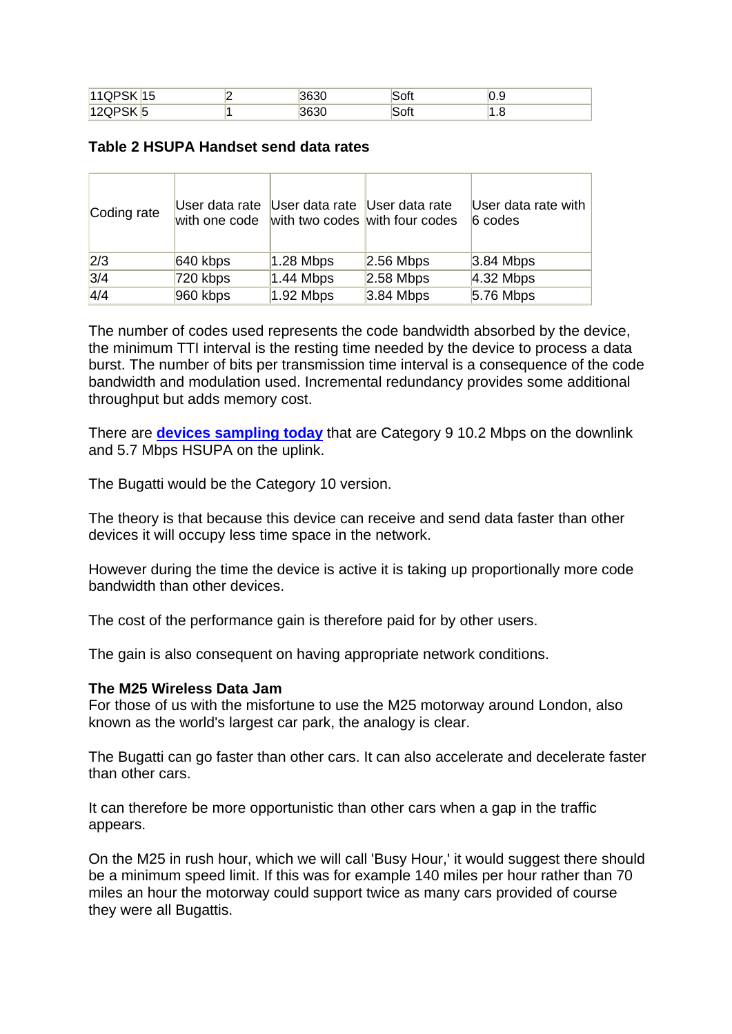| 11 | QPSK | 15 | 2 | 3630 | Soft | 0.9 |
|---|---|---|---|---|---|---|
| 12 | QPSK | 5 | 1 | 3630 | Soft | 1.8 |

**Table 2 HSUPA Handset send data rates**

| Coding rate | User data rate with one code | User data rate with two codes | User data rate with four codes | User data rate with 6 codes |
|---|---|---|---|---|
| 2/3 | 640 kbps | 1.28 Mbps | 2.56 Mbps | 3.84 Mbps |
| 3/4 | 720 kbps | 1.44 Mbps | 2.58 Mbps | 4.32 Mbps |
| 4/4 | 960 kbps | 1.92 Mbps | 3.84 Mbps | 5.76 Mbps |

The number of codes used represents the code bandwidth absorbed by the device, the minimum TTI interval is the resting time needed by the device to process a data burst. The number of bits per transmission time interval is a consequence of the code bandwidth and modulation used. Incremental redundancy provides some additional throughput but adds memory cost.

There are **devices sampling today** that are Category 9 10.2 Mbps on the downlink and 5.7 Mbps HSUPA on the uplink.

The Bugatti would be the Category 10 version.

The theory is that because this device can receive and send data faster than other devices it will occupy less time space in the network.

However during the time the device is active it is taking up proportionally more code bandwidth than other devices.

The cost of the performance gain is therefore paid for by other users.

The gain is also consequent on having appropriate network conditions.

**The M25 Wireless Data Jam**

For those of us with the misfortune to use the M25 motorway around London, also known as the world's largest car park, the analogy is clear.

The Bugatti can go faster than other cars. It can also accelerate and decelerate faster than other cars.

It can therefore be more opportunistic than other cars when a gap in the traffic appears.

On the M25 in rush hour, which we will call 'Busy Hour,' it would suggest there should be a minimum speed limit. If this was for example 140 miles per hour rather than 70 miles an hour the motorway could support twice as many cars provided of course they were all Bugattis.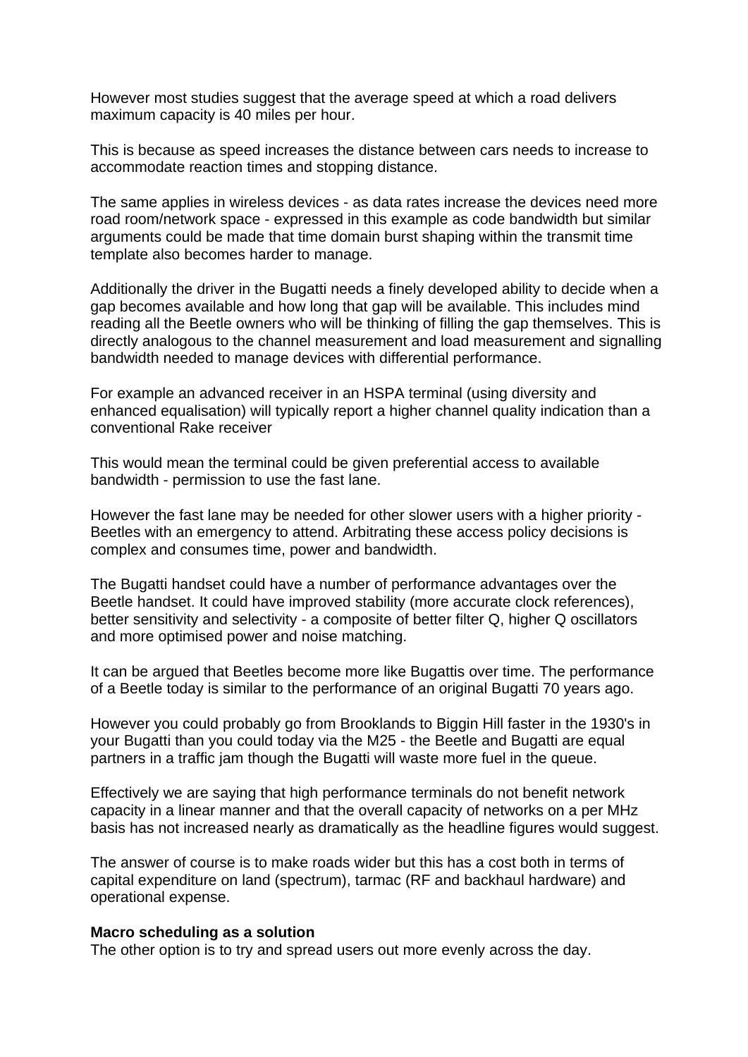However most studies suggest that the average speed at which a road delivers maximum capacity is 40 miles per hour.

This is because as speed increases the distance between cars needs to increase to accommodate reaction times and stopping distance.

The same applies in wireless devices - as data rates increase the devices need more road room/network space - expressed in this example as code bandwidth but similar arguments could be made that time domain burst shaping within the transmit time template also becomes harder to manage.

Additionally the driver in the Bugatti needs a finely developed ability to decide when a gap becomes available and how long that gap will be available. This includes mind reading all the Beetle owners who will be thinking of filling the gap themselves. This is directly analogous to the channel measurement and load measurement and signalling bandwidth needed to manage devices with differential performance.

For example an advanced receiver in an HSPA terminal (using diversity and enhanced equalisation) will typically report a higher channel quality indication than a conventional Rake receiver

This would mean the terminal could be given preferential access to available bandwidth - permission to use the fast lane.

However the fast lane may be needed for other slower users with a higher priority - Beetles with an emergency to attend. Arbitrating these access policy decisions is complex and consumes time, power and bandwidth.

The Bugatti handset could have a number of performance advantages over the Beetle handset. It could have improved stability (more accurate clock references), better sensitivity and selectivity - a composite of better filter Q, higher Q oscillators and more optimised power and noise matching.

It can be argued that Beetles become more like Bugattis over time. The performance of a Beetle today is similar to the performance of an original Bugatti 70 years ago.

However you could probably go from Brooklands to Biggin Hill faster in the 1930's in your Bugatti than you could today via the M25 - the Beetle and Bugatti are equal partners in a traffic jam though the Bugatti will waste more fuel in the queue.

Effectively we are saying that high performance terminals do not benefit network capacity in a linear manner and that the overall capacity of networks on a per MHz basis has not increased nearly as dramatically as the headline figures would suggest.

The answer of course is to make roads wider but this has a cost both in terms of capital expenditure on land (spectrum), tarmac (RF and backhaul hardware) and operational expense.

**Macro scheduling as a solution**

The other option is to try and spread users out more evenly across the day.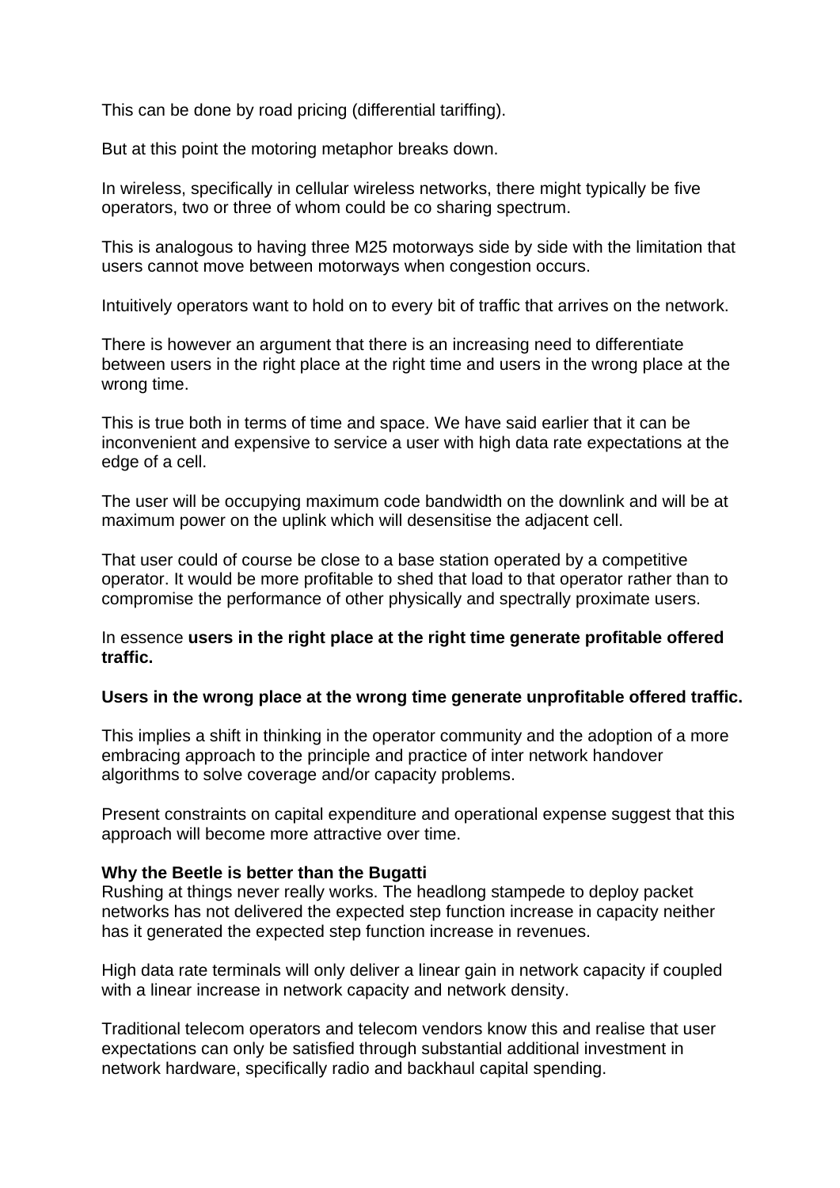This can be done by road pricing (differential tariffing).

But at this point the motoring metaphor breaks down.

In wireless, specifically in cellular wireless networks, there might typically be five operators, two or three of whom could be co sharing spectrum.

This is analogous to having three M25 motorways side by side with the limitation that users cannot move between motorways when congestion occurs.

Intuitively operators want to hold on to every bit of traffic that arrives on the network.

There is however an argument that there is an increasing need to differentiate between users in the right place at the right time and users in the wrong place at the wrong time.

This is true both in terms of time and space. We have said earlier that it can be inconvenient and expensive to service a user with high data rate expectations at the edge of a cell.

The user will be occupying maximum code bandwidth on the downlink and will be at maximum power on the uplink which will desensitise the adjacent cell.

That user could of course be close to a base station operated by a competitive operator. It would be more profitable to shed that load to that operator rather than to compromise the performance of other physically and spectrally proximate users.

In essence **users in the right place at the right time generate profitable offered traffic.**

**Users in the wrong place at the wrong time generate unprofitable offered traffic.**

This implies a shift in thinking in the operator community and the adoption of a more embracing approach to the principle and practice of inter network handover algorithms to solve coverage and/or capacity problems.

Present constraints on capital expenditure and operational expense suggest that this approach will become more attractive over time.

**Why the Beetle is better than the Bugatti**

Rushing at things never really works. The headlong stampede to deploy packet networks has not delivered the expected step function increase in capacity neither has it generated the expected step function increase in revenues.

High data rate terminals will only deliver a linear gain in network capacity if coupled with a linear increase in network capacity and network density.

Traditional telecom operators and telecom vendors know this and realise that user expectations can only be satisfied through substantial additional investment in network hardware, specifically radio and backhaul capital spending.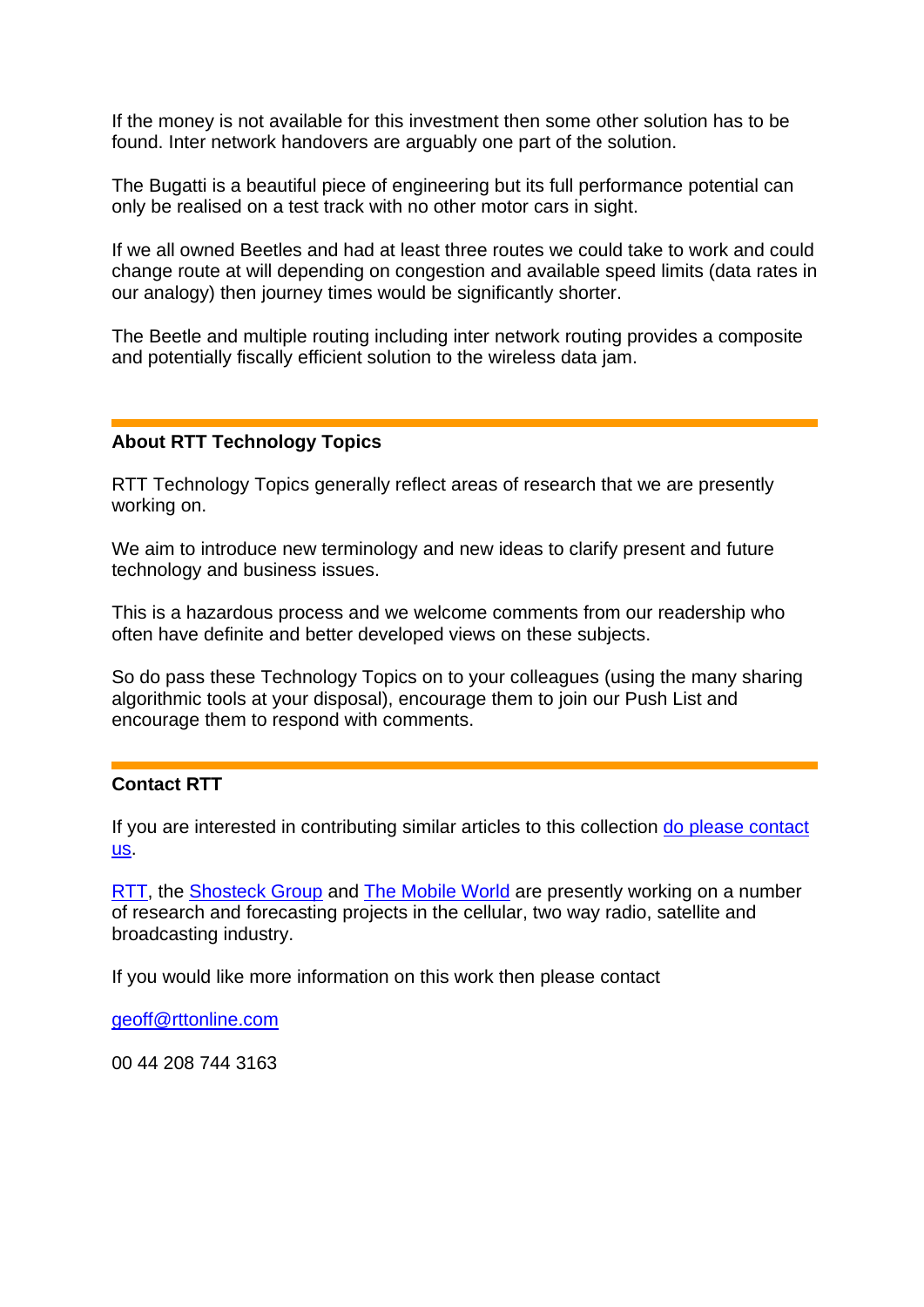If the money is not available for this investment then some other solution has to be found. Inter network handovers are arguably one part of the solution.

The Bugatti is a beautiful piece of engineering but its full performance potential can only be realised on a test track with no other motor cars in sight.

If we all owned Beetles and had at least three routes we could take to work and could change route at will depending on congestion and available speed limits (data rates in our analogy) then journey times would be significantly shorter.

The Beetle and multiple routing including inter network routing provides a composite and potentially fiscally efficient solution to the wireless data jam.

---

**About RTT Technology Topics**

RTT Technology Topics generally reflect areas of research that we are presently working on.

We aim to introduce new terminology and new ideas to clarify present and future technology and business issues.

This is a hazardous process and we welcome comments from our readership who often have definite and better developed views on these subjects.

So do pass these Technology Topics on to your colleagues (using the many sharing algorithmic tools at your disposal), encourage them to join our Push List and encourage them to respond with comments.

---

**Contact RTT**

If you are interested in contributing similar articles to this collection do please contact us.

RTT, the Shosteck Group and The Mobile World are presently working on a number of research and forecasting projects in the cellular, two way radio, satellite and broadcasting industry.

If you would like more information on this work then please contact

geoff@rttonline.com

00 44 208 744 3163